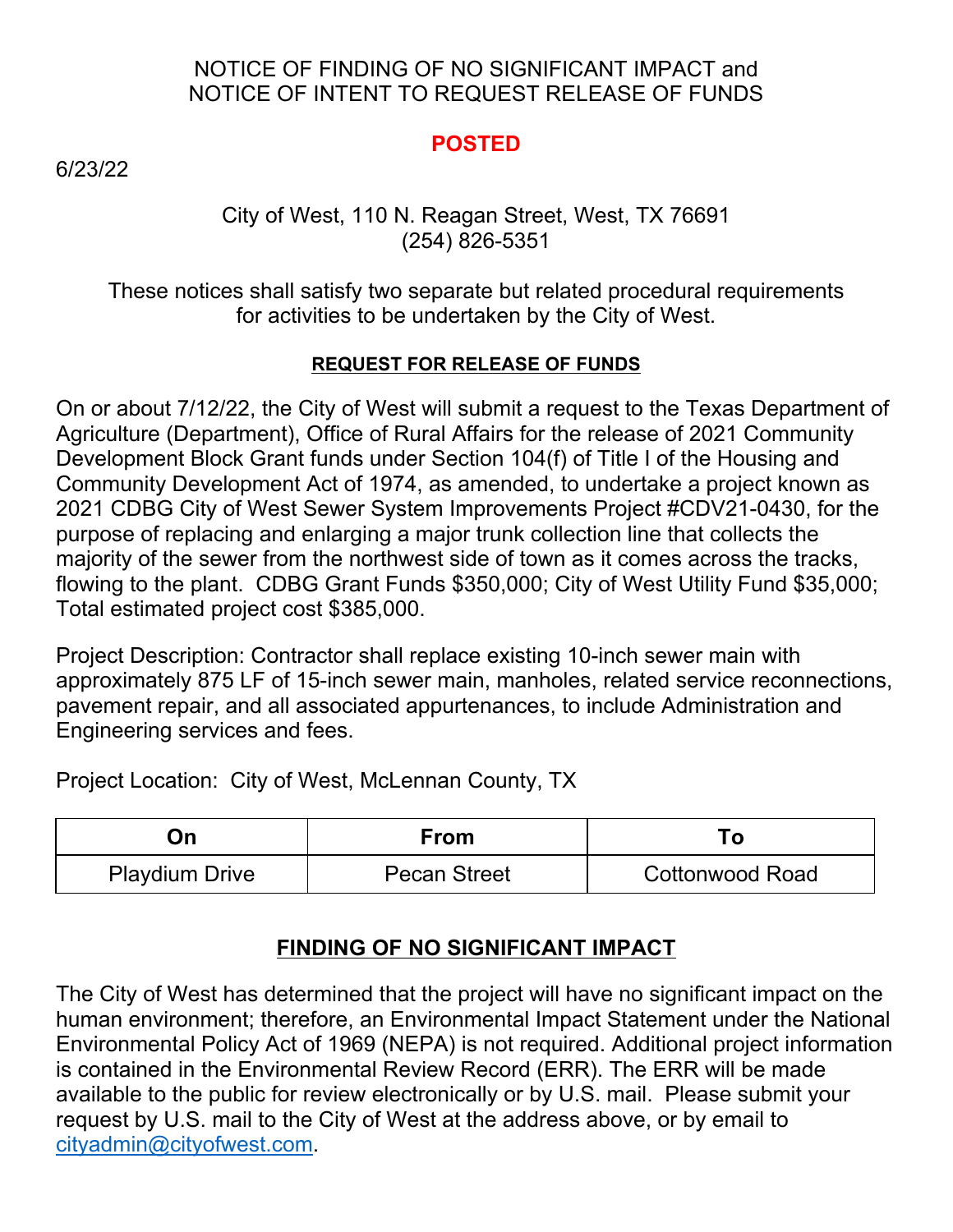NOTICE OF FINDING OF NO SIGNIFICANT IMPACT and
NOTICE OF INTENT TO REQUEST RELEASE OF FUNDS

**POSTED**

6/23/22

City of West, 110 N. Reagan Street, West, TX 76691
(254) 826-5351

These notices shall satisfy two separate but related procedural requirements for activities to be undertaken by the City of West.

## REQUEST FOR RELEASE OF FUNDS

On or about 7/12/22, the City of West will submit a request to the Texas Department of Agriculture (Department), Office of Rural Affairs for the release of 2021 Community Development Block Grant funds under Section 104(f) of Title I of the Housing and Community Development Act of 1974, as amended, to undertake a project known as 2021 CDBG City of West Sewer System Improvements Project #CDV21-0430, for the purpose of replacing and enlarging a major trunk collection line that collects the majority of the sewer from the northwest side of town as it comes across the tracks, flowing to the plant. CDBG Grant Funds $350,000; City of West Utility Fund $35,000; Total estimated project cost $385,000.

Project Description: Contractor shall replace existing 10-inch sewer main with approximately 875 LF of 15-inch sewer main, manholes, related service reconnections, pavement repair, and all associated appurtenances, to include Administration and Engineering services and fees.

Project Location: City of West, McLennan County, TX

| On | From | To |
| --- | --- | --- |
| Playdium Drive | Pecan Street | Cottonwood Road |

## FINDING OF NO SIGNIFICANT IMPACT

The City of West has determined that the project will have no significant impact on the human environment; therefore, an Environmental Impact Statement under the National Environmental Policy Act of 1969 (NEPA) is not required. Additional project information is contained in the Environmental Review Record (ERR). The ERR will be made available to the public for review electronically or by U.S. mail. Please submit your request by U.S. mail to the City of West at the address above, or by email to cityadmin@cityofwest.com.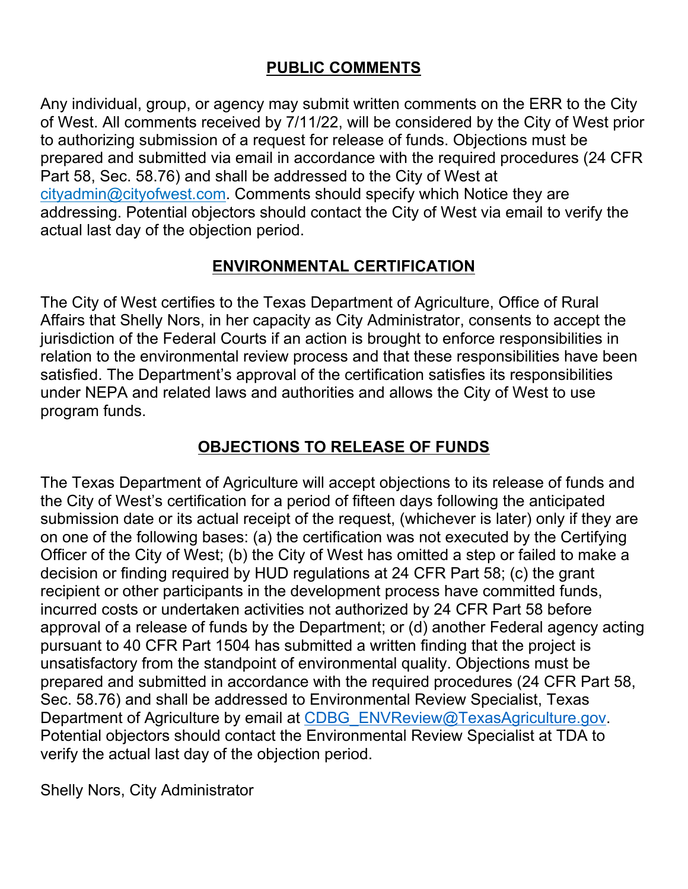## PUBLIC COMMENTS

Any individual, group, or agency may submit written comments on the ERR to the City of West. All comments received by 7/11/22, will be considered by the City of West prior to authorizing submission of a request for release of funds. Objections must be prepared and submitted via email in accordance with the required procedures (24 CFR Part 58, Sec. 58.76) and shall be addressed to the City of West at cityadmin@cityofwest.com. Comments should specify which Notice they are addressing. Potential objectors should contact the City of West via email to verify the actual last day of the objection period.

## ENVIRONMENTAL CERTIFICATION

The City of West certifies to the Texas Department of Agriculture, Office of Rural Affairs that Shelly Nors, in her capacity as City Administrator, consents to accept the jurisdiction of the Federal Courts if an action is brought to enforce responsibilities in relation to the environmental review process and that these responsibilities have been satisfied. The Department's approval of the certification satisfies its responsibilities under NEPA and related laws and authorities and allows the City of West to use program funds.

## OBJECTIONS TO RELEASE OF FUNDS

The Texas Department of Agriculture will accept objections to its release of funds and the City of West's certification for a period of fifteen days following the anticipated submission date or its actual receipt of the request, (whichever is later) only if they are on one of the following bases: (a) the certification was not executed by the Certifying Officer of the City of West; (b) the City of West has omitted a step or failed to make a decision or finding required by HUD regulations at 24 CFR Part 58; (c) the grant recipient or other participants in the development process have committed funds, incurred costs or undertaken activities not authorized by 24 CFR Part 58 before approval of a release of funds by the Department; or (d) another Federal agency acting pursuant to 40 CFR Part 1504 has submitted a written finding that the project is unsatisfactory from the standpoint of environmental quality. Objections must be prepared and submitted in accordance with the required procedures (24 CFR Part 58, Sec. 58.76) and shall be addressed to Environmental Review Specialist, Texas Department of Agriculture by email at CDBG_ENVReview@TexasAgriculture.gov. Potential objectors should contact the Environmental Review Specialist at TDA to verify the actual last day of the objection period.

Shelly Nors, City Administrator